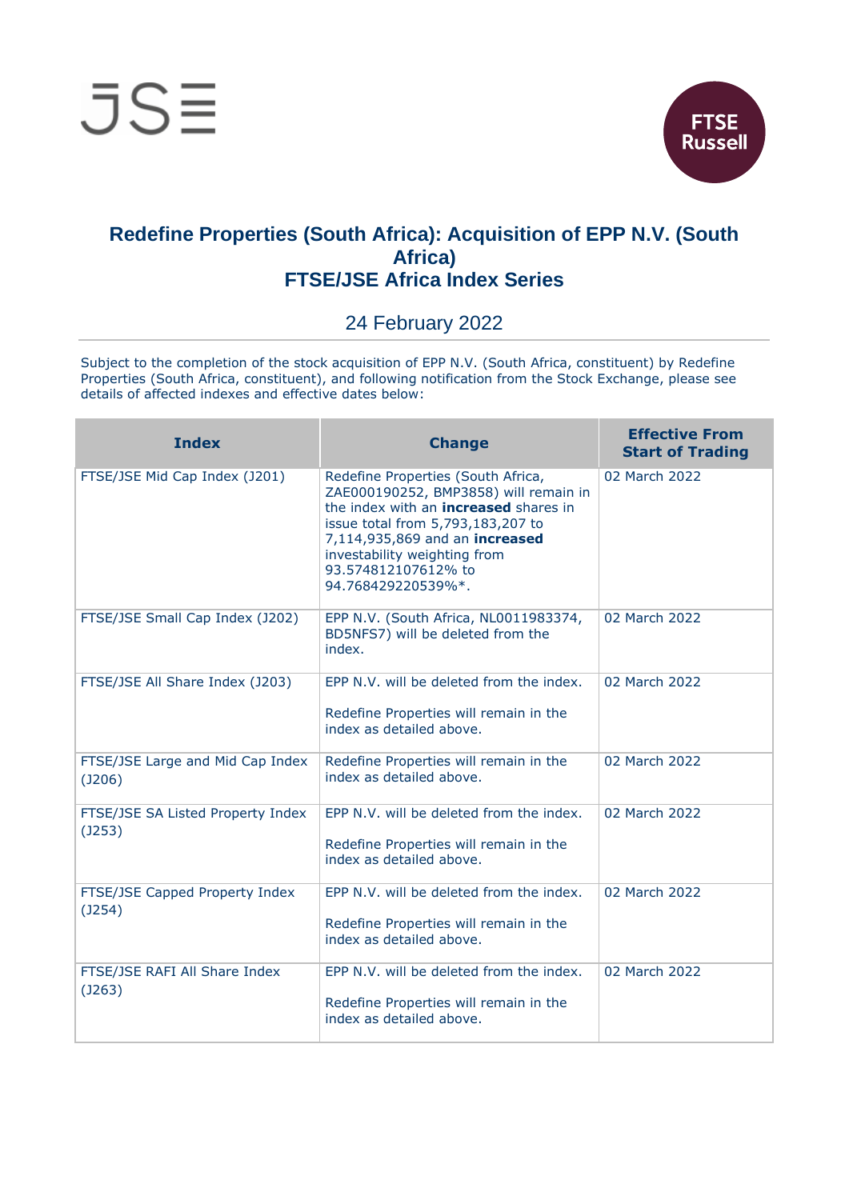# Redefine Properties (South Africa): Acquisition of EPP N.V. (South Africa)
## FTSE/JSE Africa Index Series

24 February 2022

Subject to the completion of the stock acquisition of EPP N.V. (South Africa, constituent) by Redefine Properties (South Africa, constituent), and following notification from the Stock Exchange, please see details of affected indexes and effective dates below:

| Index | Change | Effective From Start of Trading |
|---|---|---|
| FTSE/JSE Mid Cap Index (J201) | Redefine Properties (South Africa, ZAE000190252, BMP3858) will remain in the index with an **increased** shares in issue total from 5,793,183,207 to 7,114,935,869 and an **increased** investability weighting from 93.574812107612% to 94.768429220539%*. | 02 March 2022 |
| FTSE/JSE Small Cap Index (J202) | EPP N.V. (South Africa, NL0011983374, BD5NFS7) will be deleted from the index. | 02 March 2022 |
| FTSE/JSE All Share Index (J203) | EPP N.V. will be deleted from the index.<br><br>Redefine Properties will remain in the index as detailed above. | 02 March 2022 |
| FTSE/JSE Large and Mid Cap Index (J206) | Redefine Properties will remain in the index as detailed above. | 02 March 2022 |
| FTSE/JSE SA Listed Property Index (J253) | EPP N.V. will be deleted from the index.<br><br>Redefine Properties will remain in the index as detailed above. | 02 March 2022 |
| FTSE/JSE Capped Property Index (J254) | EPP N.V. will be deleted from the index.<br><br>Redefine Properties will remain in the index as detailed above. | 02 March 2022 |
| FTSE/JSE RAFI All Share Index (J263) | EPP N.V. will be deleted from the index.<br><br>Redefine Properties will remain in the index as detailed above. | 02 March 2022 |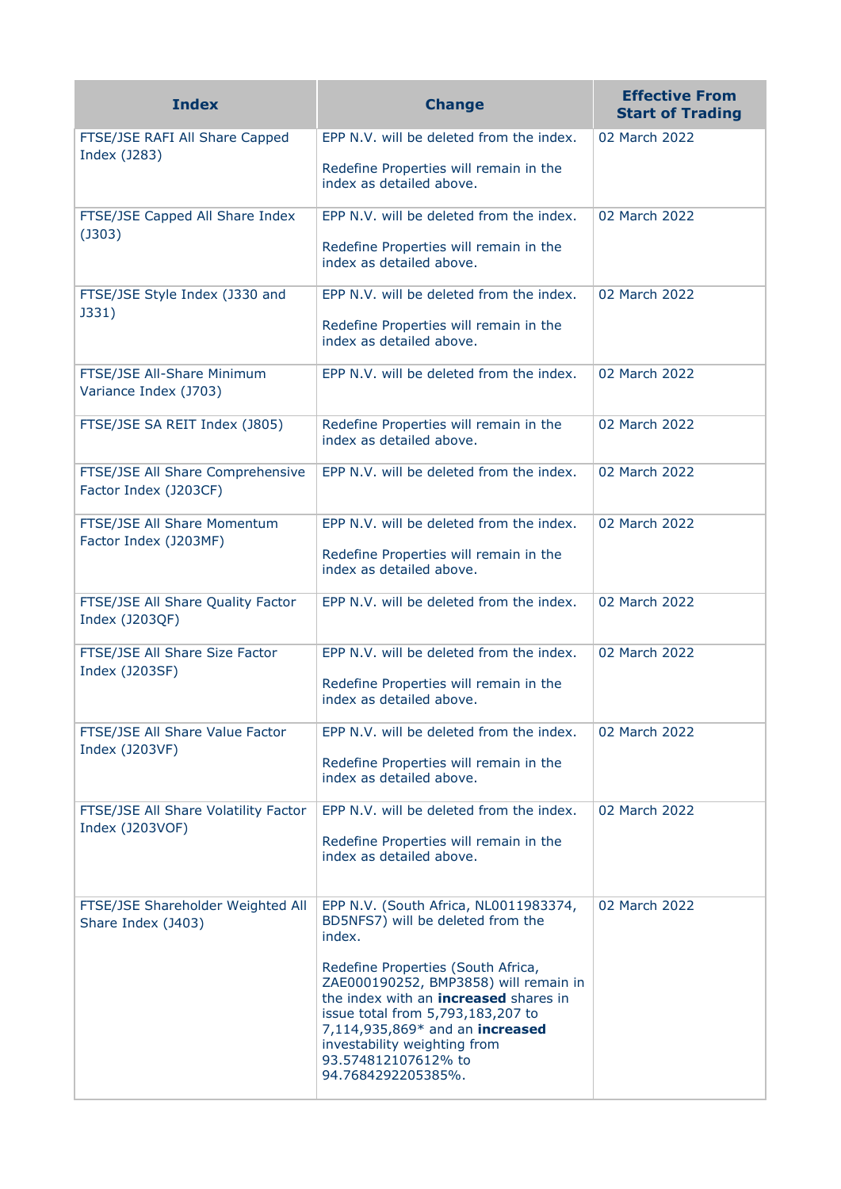| Index | Change | Effective From Start of Trading |
|---|---|---|
| FTSE/JSE RAFI All Share Capped Index (J283) | EPP N.V. will be deleted from the index.<br><br>Redefine Properties will remain in the index as detailed above. | 02 March 2022 |
| FTSE/JSE Capped All Share Index (J303) | EPP N.V. will be deleted from the index.<br><br>Redefine Properties will remain in the index as detailed above. | 02 March 2022 |
| FTSE/JSE Style Index (J330 and J331) | EPP N.V. will be deleted from the index.<br><br>Redefine Properties will remain in the index as detailed above. | 02 March 2022 |
| FTSE/JSE All-Share Minimum Variance Index (J703) | EPP N.V. will be deleted from the index. | 02 March 2022 |
| FTSE/JSE SA REIT Index (J805) | Redefine Properties will remain in the index as detailed above. | 02 March 2022 |
| FTSE/JSE All Share Comprehensive Factor Index (J203CF) | EPP N.V. will be deleted from the index. | 02 March 2022 |
| FTSE/JSE All Share Momentum Factor Index (J203MF) | EPP N.V. will be deleted from the index.<br><br>Redefine Properties will remain in the index as detailed above. | 02 March 2022 |
| FTSE/JSE All Share Quality Factor Index (J203QF) | EPP N.V. will be deleted from the index. | 02 March 2022 |
| FTSE/JSE All Share Size Factor Index (J203SF) | EPP N.V. will be deleted from the index.<br><br>Redefine Properties will remain in the index as detailed above. | 02 March 2022 |
| FTSE/JSE All Share Value Factor Index (J203VF) | EPP N.V. will be deleted from the index.<br><br>Redefine Properties will remain in the index as detailed above. | 02 March 2022 |
| FTSE/JSE All Share Volatility Factor Index (J203VOF) | EPP N.V. will be deleted from the index.<br><br>Redefine Properties will remain in the index as detailed above. | 02 March 2022 |
| FTSE/JSE Shareholder Weighted All Share Index (J403) | EPP N.V. (South Africa, NL0011983374, BD5NFS7) will be deleted from the index.<br><br>Redefine Properties (South Africa, ZAE000190252, BMP3858) will remain in the index with an **increased** shares in issue total from 5,793,183,207 to 7,114,935,869* and an **increased** investability weighting from 93.574812107612% to 94.7684292205385%. | 02 March 2022 |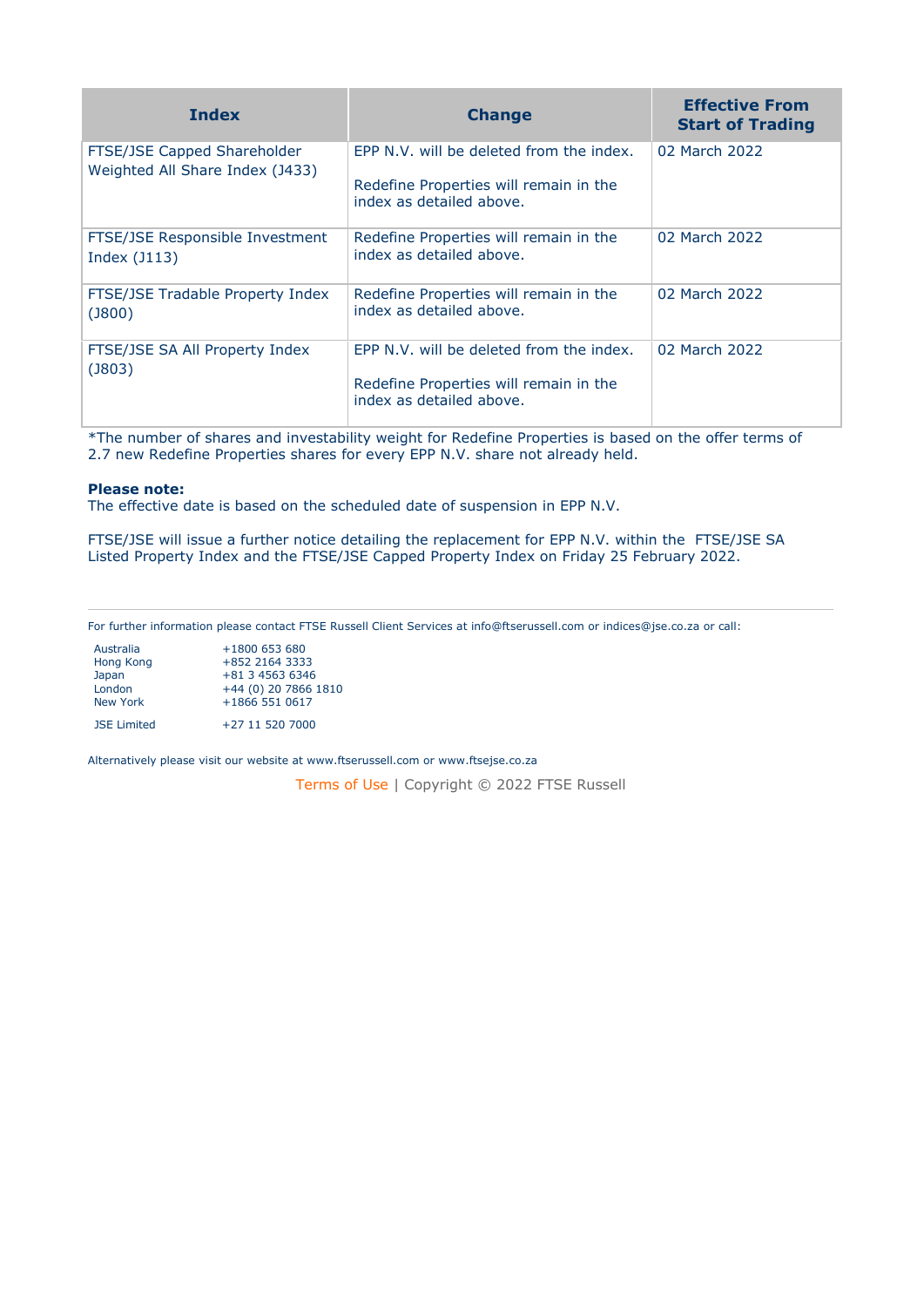| Index | Change | Effective From Start of Trading |
|---|---|---|
| FTSE/JSE Capped Shareholder Weighted All Share Index (J433) | EPP N.V. will be deleted from the index.<br><br>Redefine Properties will remain in the index as detailed above. | 02 March 2022 |
| FTSE/JSE Responsible Investment Index (J113) | Redefine Properties will remain in the index as detailed above. | 02 March 2022 |
| FTSE/JSE Tradable Property Index (J800) | Redefine Properties will remain in the index as detailed above. | 02 March 2022 |
| FTSE/JSE SA All Property Index (J803) | EPP N.V. will be deleted from the index.<br><br>Redefine Properties will remain in the index as detailed above. | 02 March 2022 |

*The number of shares and investability weight for Redefine Properties is based on the offer terms of 2.7 new Redefine Properties shares for every EPP N.V. share not already held.

**Please note:**
The effective date is based on the scheduled date of suspension in EPP N.V.

FTSE/JSE will issue a further notice detailing the replacement for EPP N.V. within the FTSE/JSE SA Listed Property Index and the FTSE/JSE Capped Property Index on Friday 25 February 2022.

---

For further information please contact FTSE Russell Client Services at info@ftserussell.com or indices@jse.co.za or call:

| | |
|---|---|
| Australia | +1800 653 680 |
| Hong Kong | +852 2164 3333 |
| Japan | +81 3 4563 6346 |
| London | +44 (0) 20 7866 1810 |
| New York | +1866 551 0617 |
| JSE Limited | +27 11 520 7000 |

Alternatively please visit our website at www.ftserussell.com or www.ftsejse.co.za

Terms of Use | Copyright © 2022 FTSE Russell